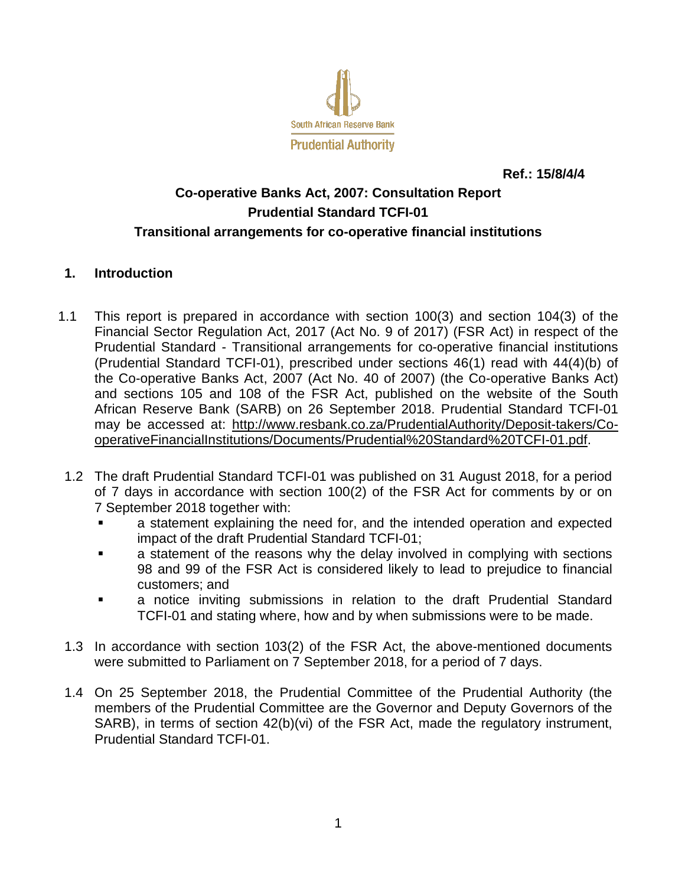South African Reserve Bank

Prudential Authority

**Ref.: 15/8/4/4**

# Co-operative Banks Act, 2007: Consultation Report
# Prudential Standard TCFI-01
# Transitional arrangements for co-operative financial institutions

## 1. Introduction

1.1 This report is prepared in accordance with section 100(3) and section 104(3) of the Financial Sector Regulation Act, 2017 (Act No. 9 of 2017) (FSR Act) in respect of the Prudential Standard - Transitional arrangements for co-operative financial institutions (Prudential Standard TCFI-01), prescribed under sections 46(1) read with 44(4)(b) of the Co-operative Banks Act, 2007 (Act No. 40 of 2007) (the Co-operative Banks Act) and sections 105 and 108 of the FSR Act, published on the website of the South African Reserve Bank (SARB) on 26 September 2018. Prudential Standard TCFI-01 may be accessed at: http://www.resbank.co.za/PrudentialAuthority/Deposit-takers/Co-operativeFinancialInstitutions/Documents/Prudential%20Standard%20TCFI-01.pdf.

1.2 The draft Prudential Standard TCFI-01 was published on 31 August 2018, for a period of 7 days in accordance with section 100(2) of the FSR Act for comments by or on 7 September 2018 together with:

- a statement explaining the need for, and the intended operation and expected impact of the draft Prudential Standard TCFI-01;
- a statement of the reasons why the delay involved in complying with sections 98 and 99 of the FSR Act is considered likely to lead to prejudice to financial customers; and
- a notice inviting submissions in relation to the draft Prudential Standard TCFI-01 and stating where, how and by when submissions were to be made.

1.3 In accordance with section 103(2) of the FSR Act, the above-mentioned documents were submitted to Parliament on 7 September 2018, for a period of 7 days.

1.4 On 25 September 2018, the Prudential Committee of the Prudential Authority (the members of the Prudential Committee are the Governor and Deputy Governors of the SARB), in terms of section 42(b)(vi) of the FSR Act, made the regulatory instrument, Prudential Standard TCFI-01.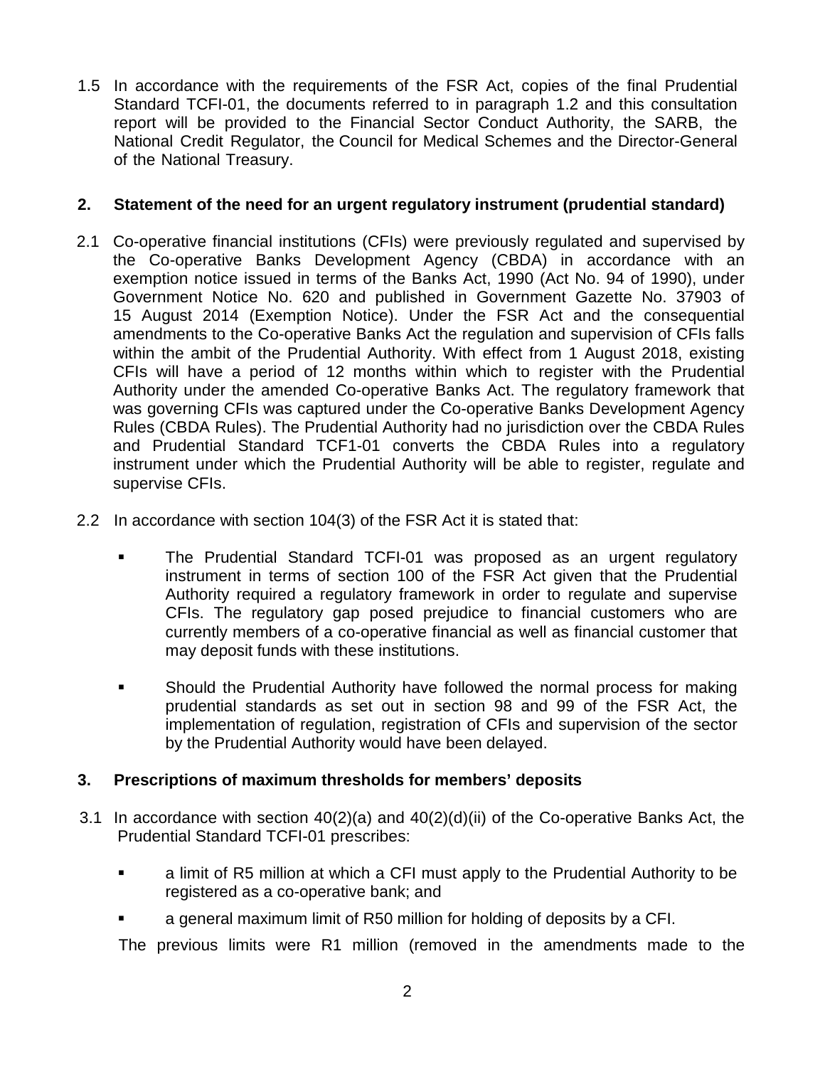1.5 In accordance with the requirements of the FSR Act, copies of the final Prudential Standard TCFI-01, the documents referred to in paragraph 1.2 and this consultation report will be provided to the Financial Sector Conduct Authority, the SARB, the National Credit Regulator, the Council for Medical Schemes and the Director-General of the National Treasury.

## 2. Statement of the need for an urgent regulatory instrument (prudential standard)

2.1 Co-operative financial institutions (CFIs) were previously regulated and supervised by the Co-operative Banks Development Agency (CBDA) in accordance with an exemption notice issued in terms of the Banks Act, 1990 (Act No. 94 of 1990), under Government Notice No. 620 and published in Government Gazette No. 37903 of 15 August 2014 (Exemption Notice). Under the FSR Act and the consequential amendments to the Co-operative Banks Act the regulation and supervision of CFIs falls within the ambit of the Prudential Authority. With effect from 1 August 2018, existing CFIs will have a period of 12 months within which to register with the Prudential Authority under the amended Co-operative Banks Act. The regulatory framework that was governing CFIs was captured under the Co-operative Banks Development Agency Rules (CBDA Rules). The Prudential Authority had no jurisdiction over the CBDA Rules and Prudential Standard TCF1-01 converts the CBDA Rules into a regulatory instrument under which the Prudential Authority will be able to register, regulate and supervise CFIs.

2.2 In accordance with section 104(3) of the FSR Act it is stated that:

- The Prudential Standard TCFI-01 was proposed as an urgent regulatory instrument in terms of section 100 of the FSR Act given that the Prudential Authority required a regulatory framework in order to regulate and supervise CFIs. The regulatory gap posed prejudice to financial customers who are currently members of a co-operative financial as well as financial customer that may deposit funds with these institutions.
- Should the Prudential Authority have followed the normal process for making prudential standards as set out in section 98 and 99 of the FSR Act, the implementation of regulation, registration of CFIs and supervision of the sector by the Prudential Authority would have been delayed.

## 3. Prescriptions of maximum thresholds for members' deposits

3.1 In accordance with section 40(2)(a) and 40(2)(d)(ii) of the Co-operative Banks Act, the Prudential Standard TCFI-01 prescribes:

- a limit of R5 million at which a CFI must apply to the Prudential Authority to be registered as a co-operative bank; and
- a general maximum limit of R50 million for holding of deposits by a CFI.

The previous limits were R1 million (removed in the amendments made to the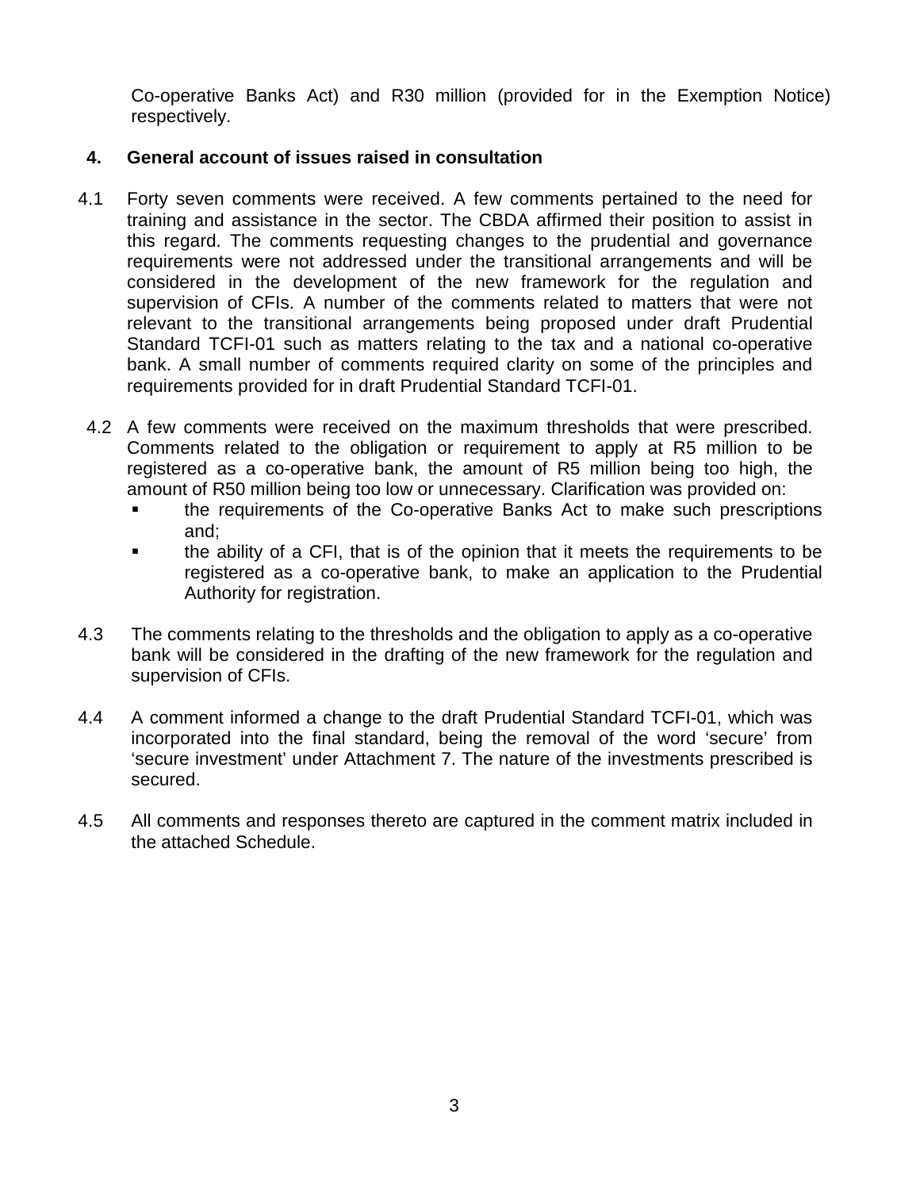Co-operative Banks Act) and R30 million (provided for in the Exemption Notice) respectively.

## 4. General account of issues raised in consultation

4.1 Forty seven comments were received. A few comments pertained to the need for training and assistance in the sector. The CBDA affirmed their position to assist in this regard. The comments requesting changes to the prudential and governance requirements were not addressed under the transitional arrangements and will be considered in the development of the new framework for the regulation and supervision of CFIs. A number of the comments related to matters that were not relevant to the transitional arrangements being proposed under draft Prudential Standard TCFI-01 such as matters relating to the tax and a national co-operative bank. A small number of comments required clarity on some of the principles and requirements provided for in draft Prudential Standard TCFI-01.

4.2 A few comments were received on the maximum thresholds that were prescribed. Comments related to the obligation or requirement to apply at R5 million to be registered as a co-operative bank, the amount of R5 million being too high, the amount of R50 million being too low or unnecessary. Clarification was provided on:

- the requirements of the Co-operative Banks Act to make such prescriptions and;
- the ability of a CFI, that is of the opinion that it meets the requirements to be registered as a co-operative bank, to make an application to the Prudential Authority for registration.

4.3 The comments relating to the thresholds and the obligation to apply as a co-operative bank will be considered in the drafting of the new framework for the regulation and supervision of CFIs.

4.4 A comment informed a change to the draft Prudential Standard TCFI-01, which was incorporated into the final standard, being the removal of the word 'secure' from 'secure investment' under Attachment 7. The nature of the investments prescribed is secured.

4.5 All comments and responses thereto are captured in the comment matrix included in the attached Schedule.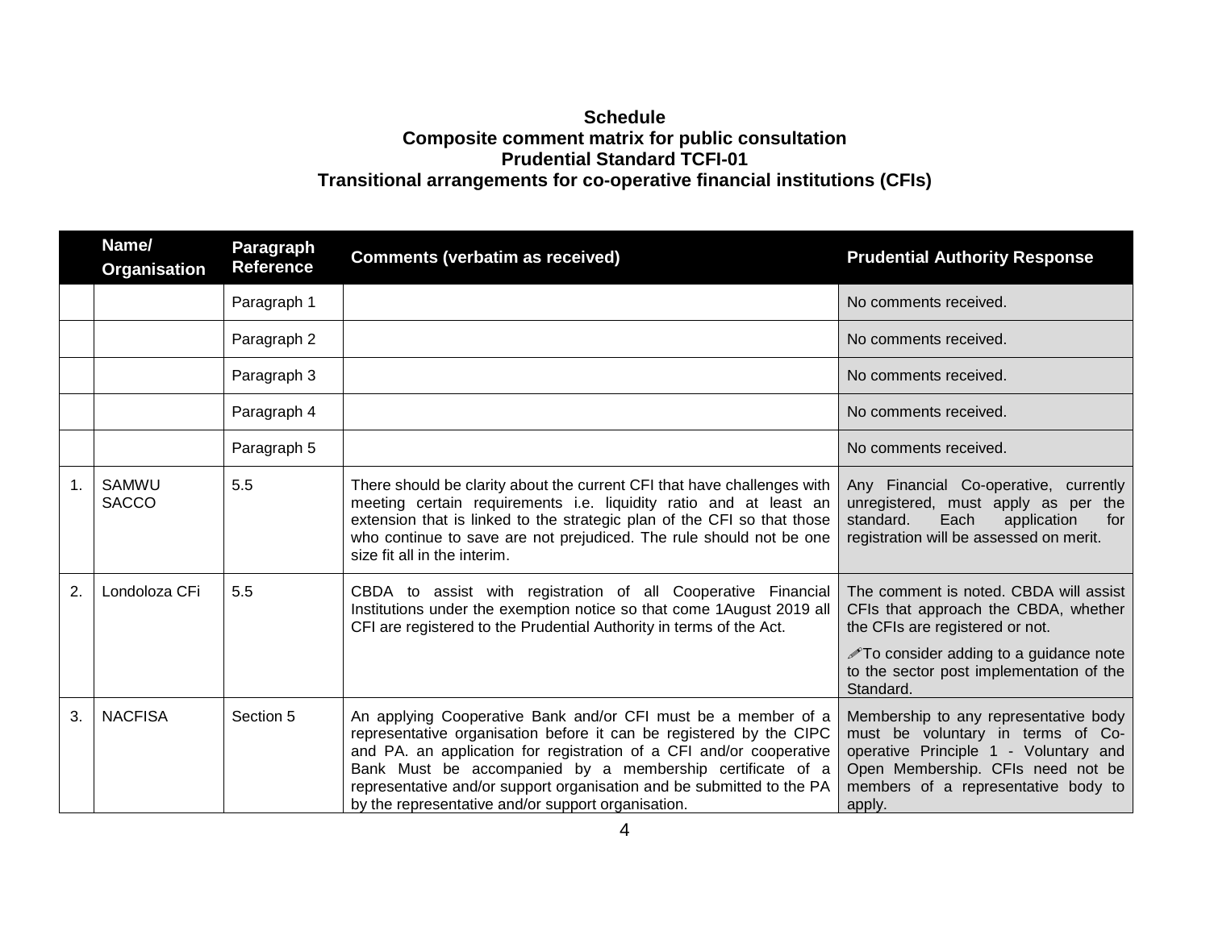**Schedule**
**Composite comment matrix for public consultation**
**Prudential Standard TCFI-01**
**Transitional arrangements for co-operative financial institutions (CFIs)**

| | Name/ Organisation | Paragraph Reference | Comments (verbatim as received) | Prudential Authority Response |
|---|---|---|---|---|
| | | Paragraph 1 | | No comments received. |
| | | Paragraph 2 | | No comments received. |
| | | Paragraph 3 | | No comments received. |
| | | Paragraph 4 | | No comments received. |
| | | Paragraph 5 | | No comments received. |
| 1. | SAMWU SACCO | 5.5 | There should be clarity about the current CFI that have challenges with meeting certain requirements i.e. liquidity ratio and at least an extension that is linked to the strategic plan of the CFI so that those who continue to save are not prejudiced. The rule should not be one size fit all in the interim. | Any Financial Co-operative, currently unregistered, must apply as per the standard. Each application for registration will be assessed on merit. |
| 2. | Londoloza CFi | 5.5 | CBDA to assist with registration of all Cooperative Financial Institutions under the exemption notice so that come 1August 2019 all CFI are registered to the Prudential Authority in terms of the Act. | The comment is noted. CBDA will assist CFIs that approach the CBDA, whether the CFIs are registered or not.<br><br>✐To consider adding to a guidance note to the sector post implementation of the Standard. |
| 3. | NACFISA | Section 5 | An applying Cooperative Bank and/or CFI must be a member of a representative organisation before it can be registered by the CIPC and PA. an application for registration of a CFI and/or cooperative Bank Must be accompanied by a membership certificate of a representative and/or support organisation and be submitted to the PA by the representative and/or support organisation. | Membership to any representative body must be voluntary in terms of Co-operative Principle 1 - Voluntary and Open Membership. CFIs need not be members of a representative body to apply. |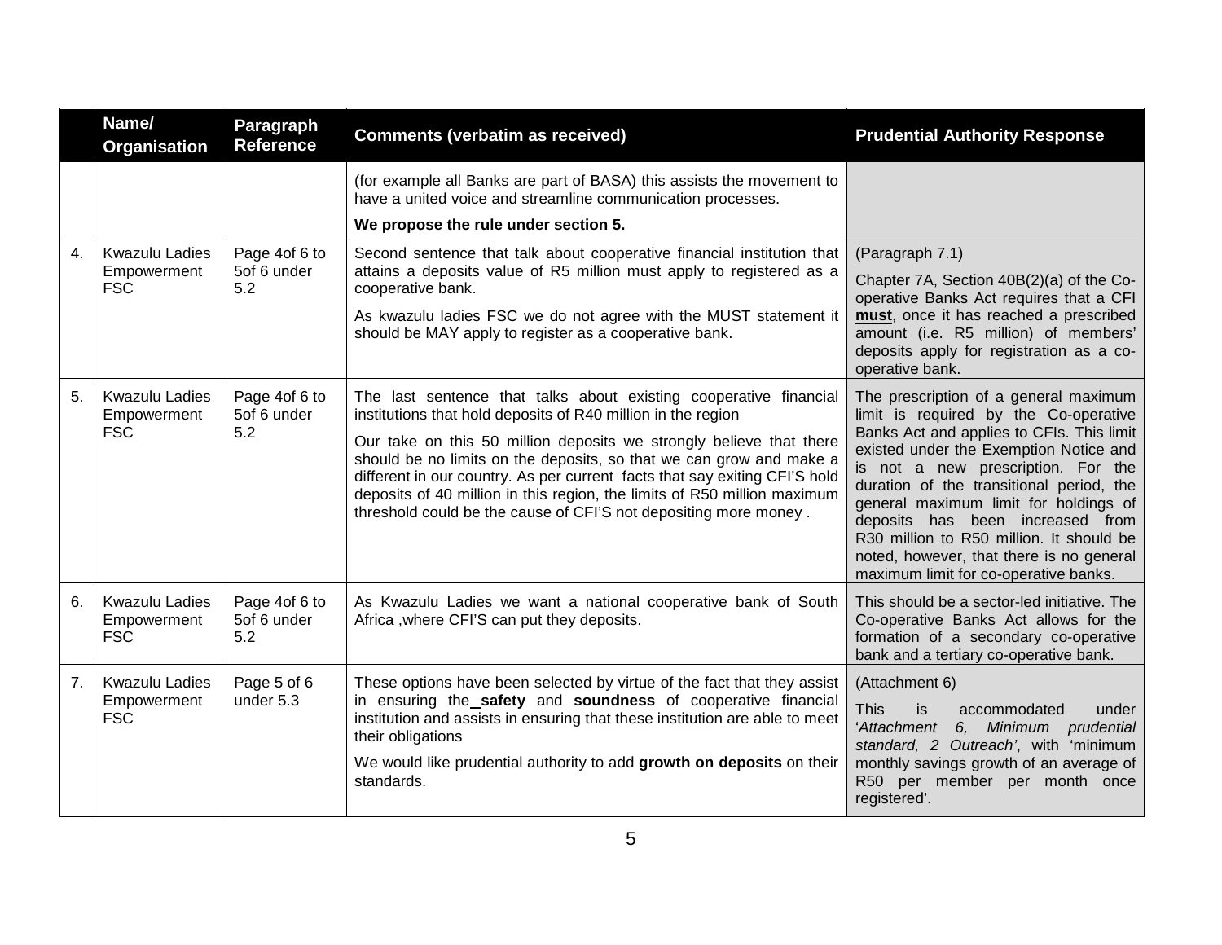| | Name/ Organisation | Paragraph Reference | Comments (verbatim as received) | Prudential Authority Response |
|---|---|---|---|---|
| | | | (for example all Banks are part of BASA) this assists the movement to have a united voice and streamline communication processes.<br><br>**We propose the rule under section 5.** | |
| 4. | Kwazulu Ladies Empowerment FSC | Page 4of 6 to 5of 6 under 5.2 | Second sentence that talk about cooperative financial institution that attains a deposits value of R5 million must apply to registered as a cooperative bank.<br><br>As kwazulu ladies FSC we do not agree with the MUST statement it should be MAY apply to register as a cooperative bank. | (Paragraph 7.1)<br><br>Chapter 7A, Section 40B(2)(a) of the Co-operative Banks Act requires that a CFI **must**, once it has reached a prescribed amount (i.e. R5 million) of members' deposits apply for registration as a co-operative bank. |
| 5. | Kwazulu Ladies Empowerment FSC | Page 4of 6 to 5of 6 under 5.2 | The last sentence that talks about existing cooperative financial institutions that hold deposits of R40 million in the region<br><br>Our take on this 50 million deposits we strongly believe that there should be no limits on the deposits, so that we can grow and make a different in our country. As per current facts that say exiting CFI'S hold deposits of 40 million in this region, the limits of R50 million maximum threshold could be the cause of CFI'S not depositing more money . | The prescription of a general maximum limit is required by the Co-operative Banks Act and applies to CFIs. This limit existed under the Exemption Notice and is not a new prescription. For the duration of the transitional period, the general maximum limit for holdings of deposits has been increased from R30 million to R50 million. It should be noted, however, that there is no general maximum limit for co-operative banks. |
| 6. | Kwazulu Ladies Empowerment FSC | Page 4of 6 to 5of 6 under 5.2 | As Kwazulu Ladies we want a national cooperative bank of South Africa ,where CFI'S can put they deposits. | This should be a sector-led initiative. The Co-operative Banks Act allows for the formation of a secondary co-operative bank and a tertiary co-operative bank. |
| 7. | Kwazulu Ladies Empowerment FSC | Page 5 of 6 under 5.3 | These options have been selected by virtue of the fact that they assist in ensuring the **safety** and **soundness** of cooperative financial institution and assists in ensuring that these institution are able to meet their obligations<br><br>We would like prudential authority to add **growth on deposits** on their standards. | (Attachment 6)<br><br>This is accommodated under '*Attachment 6, Minimum prudential standard, 2 Outreach*', with 'minimum monthly savings growth of an average of R50 per member per month once registered'. |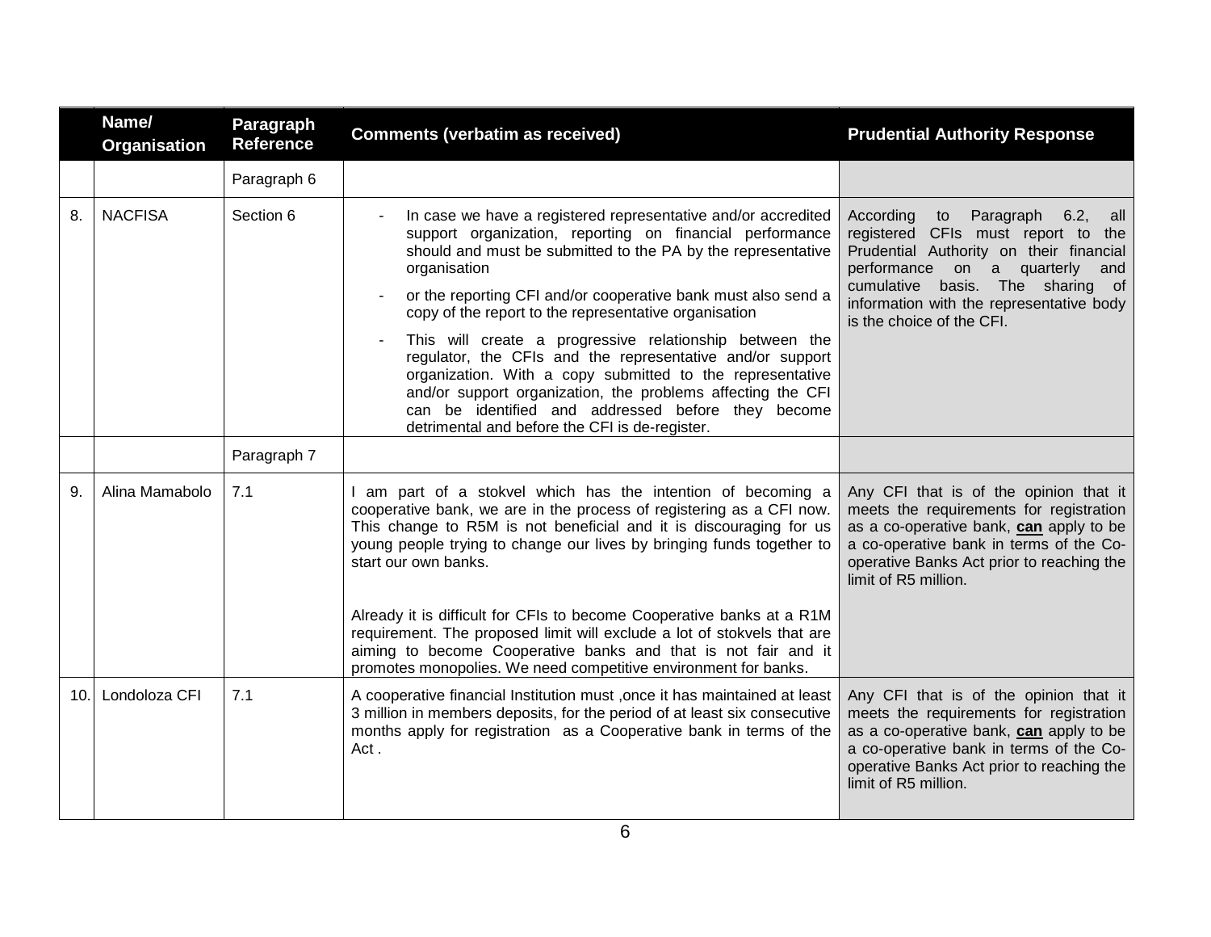| | Name/ Organisation | Paragraph Reference | Comments (verbatim as received) | Prudential Authority Response |
|---|---|---|---|---|
| | | Paragraph 6 | | |
| 8. | NACFISA | Section 6 | - In case we have a registered representative and/or accredited support organization, reporting on financial performance should and must be submitted to the PA by the representative organisation<br>- or the reporting CFI and/or cooperative bank must also send a copy of the report to the representative organisation<br>- This will create a progressive relationship between the regulator, the CFIs and the representative and/or support organization. With a copy submitted to the representative and/or support organization, the problems affecting the CFI can be identified and addressed before they become detrimental and before the CFI is de-register. | According to Paragraph 6.2, all registered CFIs must report to the Prudential Authority on their financial performance on a quarterly and cumulative basis. The sharing of information with the representative body is the choice of the CFI. |
| | | Paragraph 7 | | |
| 9. | Alina Mamabolo | 7.1 | I am part of a stokvel which has the intention of becoming a cooperative bank, we are in the process of registering as a CFI now. This change to R5M is not beneficial and it is discouraging for us young people trying to change our lives by bringing funds together to start our own banks.<br><br>Already it is difficult for CFIs to become Cooperative banks at a R1M requirement. The proposed limit will exclude a lot of stokvels that are aiming to become Cooperative banks and that is not fair and it promotes monopolies. We need competitive environment for banks. | Any CFI that is of the opinion that it meets the requirements for registration as a co-operative bank, **can** apply to be a co-operative bank in terms of the Co-operative Banks Act prior to reaching the limit of R5 million. |
| 10. | Londoloza CFI | 7.1 | A cooperative financial Institution must ,once it has maintained at least 3 million in members deposits, for the period of at least six consecutive months apply for registration as a Cooperative bank in terms of the Act . | Any CFI that is of the opinion that it meets the requirements for registration as a co-operative bank, **can** apply to be a co-operative bank in terms of the Co-operative Banks Act prior to reaching the limit of R5 million. |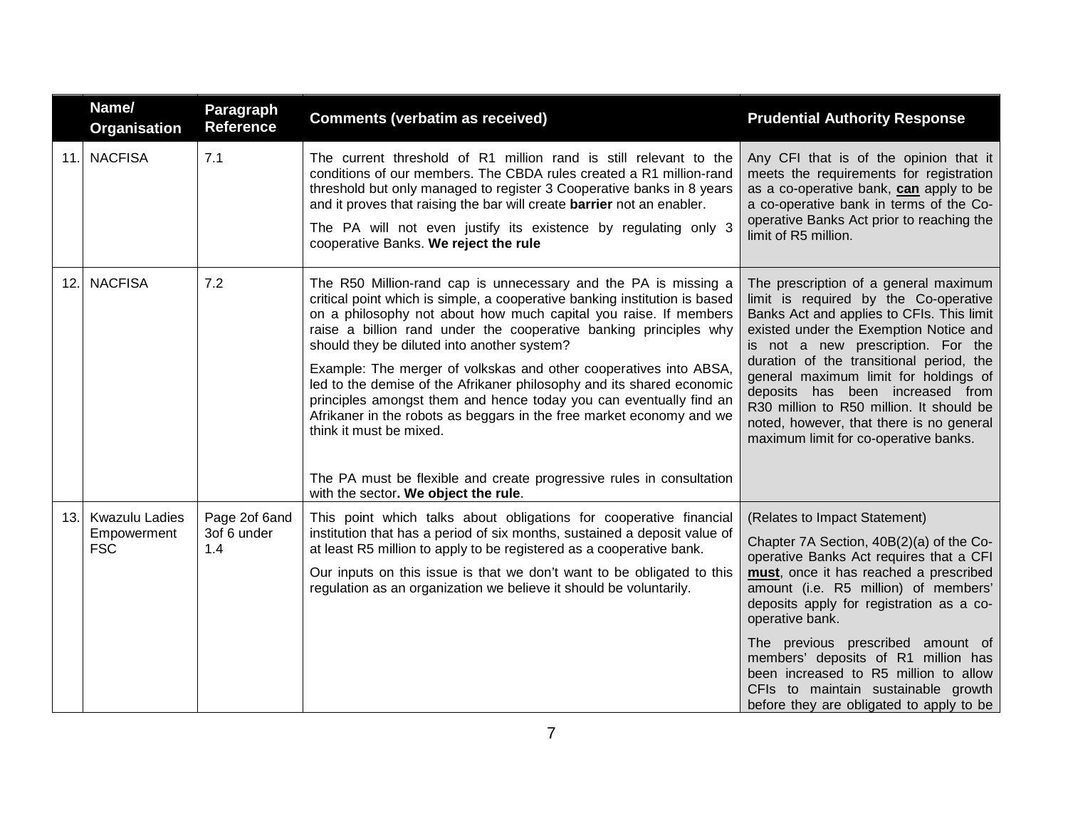| | Name/ Organisation | Paragraph Reference | Comments (verbatim as received) | Prudential Authority Response |
|---|---|---|---|---|
| 11. | NACFISA | 7.1 | The current threshold of R1 million rand is still relevant to the conditions of our members. The CBDA rules created a R1 million-rand threshold but only managed to register 3 Cooperative banks in 8 years and it proves that raising the bar will create **barrier** not an enabler.<br><br>The PA will not even justify its existence by regulating only 3 cooperative Banks. **We reject the rule** | Any CFI that is of the opinion that it meets the requirements for registration as a co-operative bank, **can** apply to be a co-operative bank in terms of the Co-operative Banks Act prior to reaching the limit of R5 million. |
| 12. | NACFISA | 7.2 | The R50 Million-rand cap is unnecessary and the PA is missing a critical point which is simple, a cooperative banking institution is based on a philosophy not about how much capital you raise. If members raise a billion rand under the cooperative banking principles why should they be diluted into another system?<br><br>Example: The merger of volkskas and other cooperatives into ABSA, led to the demise of the Afrikaner philosophy and its shared economic principles amongst them and hence today you can eventually find an Afrikaner in the robots as beggars in the free market economy and we think it must be mixed.<br><br>The PA must be flexible and create progressive rules in consultation with the sector**. We object the rule**. | The prescription of a general maximum limit is required by the Co-operative Banks Act and applies to CFIs. This limit existed under the Exemption Notice and is not a new prescription. For the duration of the transitional period, the general maximum limit for holdings of deposits has been increased from R30 million to R50 million. It should be noted, however, that there is no general maximum limit for co-operative banks. |
| 13. | Kwazulu Ladies Empowerment FSC | Page 2of 6and 3of 6 under 1.4 | This point which talks about obligations for cooperative financial institution that has a period of six months, sustained a deposit value of at least R5 million to apply to be registered as a cooperative bank.<br><br>Our inputs on this issue is that we don't want to be obligated to this regulation as an organization we believe it should be voluntarily. | (Relates to Impact Statement)<br><br>Chapter 7A Section, 40B(2)(a) of the Co-operative Banks Act requires that a CFI **must**, once it has reached a prescribed amount (i.e. R5 million) of members' deposits apply for registration as a co-operative bank.<br><br>The previous prescribed amount of members' deposits of R1 million has been increased to R5 million to allow CFIs to maintain sustainable growth before they are obligated to apply to be |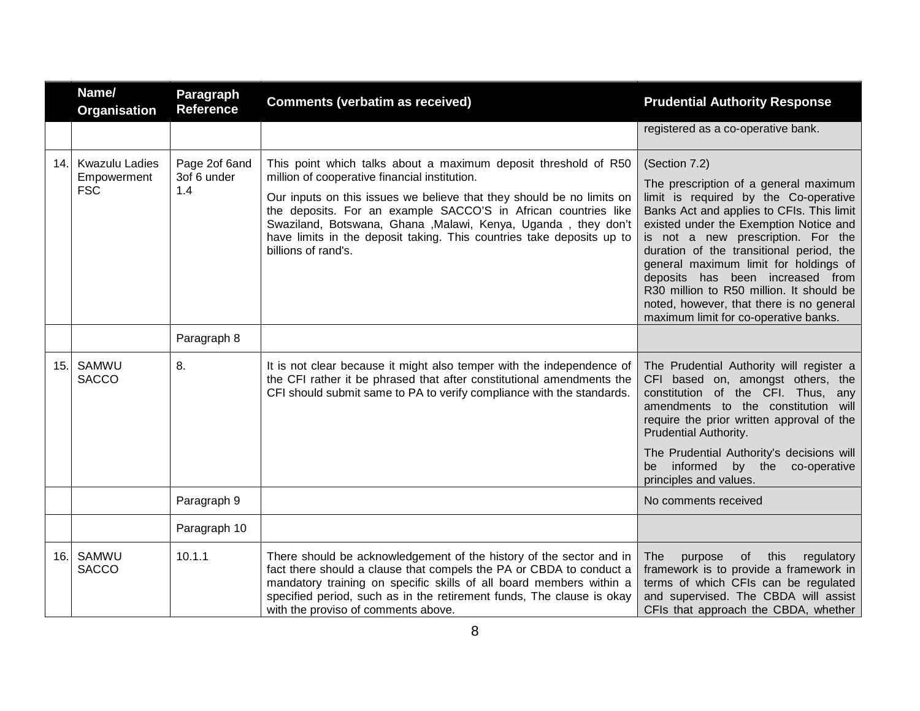| | Name/ Organisation | Paragraph Reference | Comments (verbatim as received) | Prudential Authority Response |
|---|---|---|---|---|
| | | | | registered as a co-operative bank. |
| 14. | Kwazulu Ladies Empowerment FSC | Page 2of 6and 3of 6 under 1.4 | This point which talks about a maximum deposit threshold of R50 million of cooperative financial institution.<br><br>Our inputs on this issues we believe that they should be no limits on the deposits. For an example SACCO'S in African countries like Swaziland, Botswana, Ghana ,Malawi, Kenya, Uganda , they don't have limits in the deposit taking. This countries take deposits up to billions of rand's. | (Section 7.2)<br><br>The prescription of a general maximum limit is required by the Co-operative Banks Act and applies to CFIs. This limit existed under the Exemption Notice and is not a new prescription. For the duration of the transitional period, the general maximum limit for holdings of deposits has been increased from R30 million to R50 million. It should be noted, however, that there is no general maximum limit for co-operative banks. |
| | | Paragraph 8 | | |
| 15. | SAMWU SACCO | 8. | It is not clear because it might also temper with the independence of the CFI rather it be phrased that after constitutional amendments the CFI should submit same to PA to verify compliance with the standards. | The Prudential Authority will register a CFI based on, amongst others, the constitution of the CFI. Thus, any amendments to the constitution will require the prior written approval of the Prudential Authority.<br><br>The Prudential Authority's decisions will be informed by the co-operative principles and values. |
| | | Paragraph 9 | | No comments received |
| | | Paragraph 10 | | |
| 16. | SAMWU SACCO | 10.1.1 | There should be acknowledgement of the history of the sector and in fact there should a clause that compels the PA or CBDA to conduct a mandatory training on specific skills of all board members within a specified period, such as in the retirement funds, The clause is okay with the proviso of comments above. | The purpose of this regulatory framework is to provide a framework in terms of which CFIs can be regulated and supervised. The CBDA will assist CFIs that approach the CBDA, whether |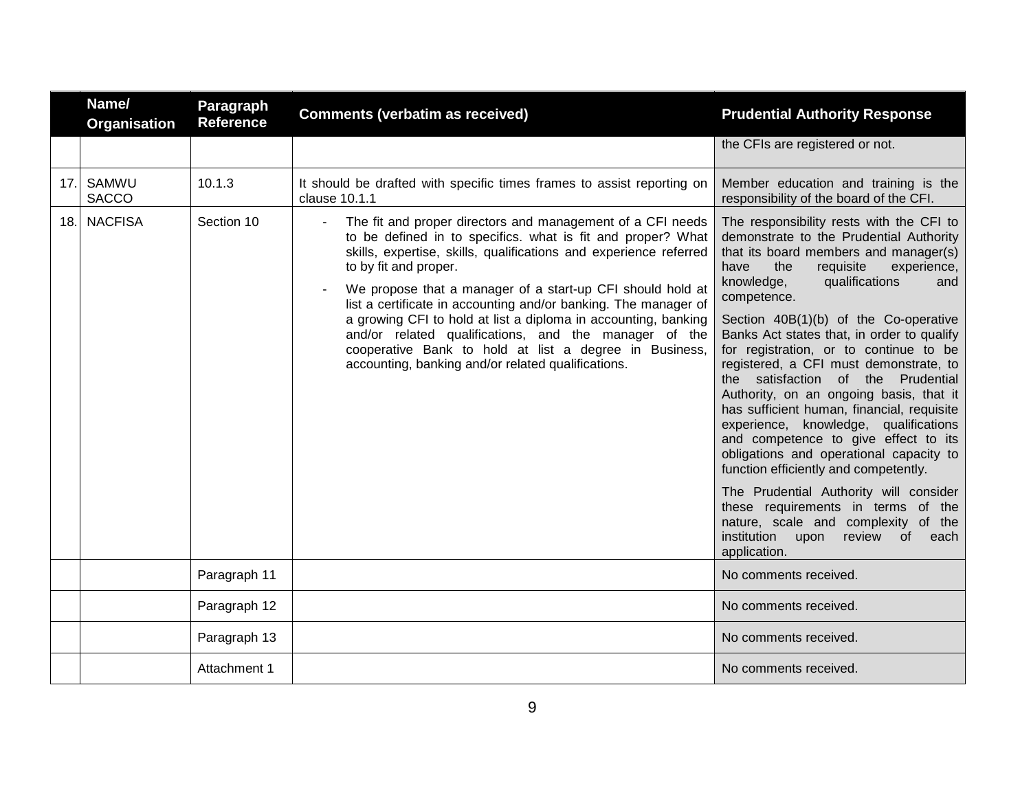| | Name/ Organisation | Paragraph Reference | Comments (verbatim as received) | Prudential Authority Response |
|---|---|---|---|---|
| | | | | the CFIs are registered or not. |
| 17. | SAMWU SACCO | 10.1.3 | It should be drafted with specific times frames to assist reporting on clause 10.1.1 | Member education and training is the responsibility of the board of the CFI. |
| 18. | NACFISA | Section 10 | - The fit and proper directors and management of a CFI needs to be defined in to specifics. what is fit and proper? What skills, expertise, skills, qualifications and experience referred to by fit and proper.<br>- We propose that a manager of a start-up CFI should hold at list a certificate in accounting and/or banking. The manager of a growing CFI to hold at list a diploma in accounting, banking and/or related qualifications, and the manager of the cooperative Bank to hold at list a degree in Business, accounting, banking and/or related qualifications. | The responsibility rests with the CFI to demonstrate to the Prudential Authority that its board members and manager(s) have the requisite experience, knowledge, qualifications and competence.<br>Section 40B(1)(b) of the Co-operative Banks Act states that, in order to qualify for registration, or to continue to be registered, a CFI must demonstrate, to the satisfaction of the Prudential Authority, on an ongoing basis, that it has sufficient human, financial, requisite experience, knowledge, qualifications and competence to give effect to its obligations and operational capacity to function efficiently and competently.<br>The Prudential Authority will consider these requirements in terms of the nature, scale and complexity of the institution upon review of each application. |
| | | Paragraph 11 | | No comments received. |
| | | Paragraph 12 | | No comments received. |
| | | Paragraph 13 | | No comments received. |
| | | Attachment 1 | | No comments received. |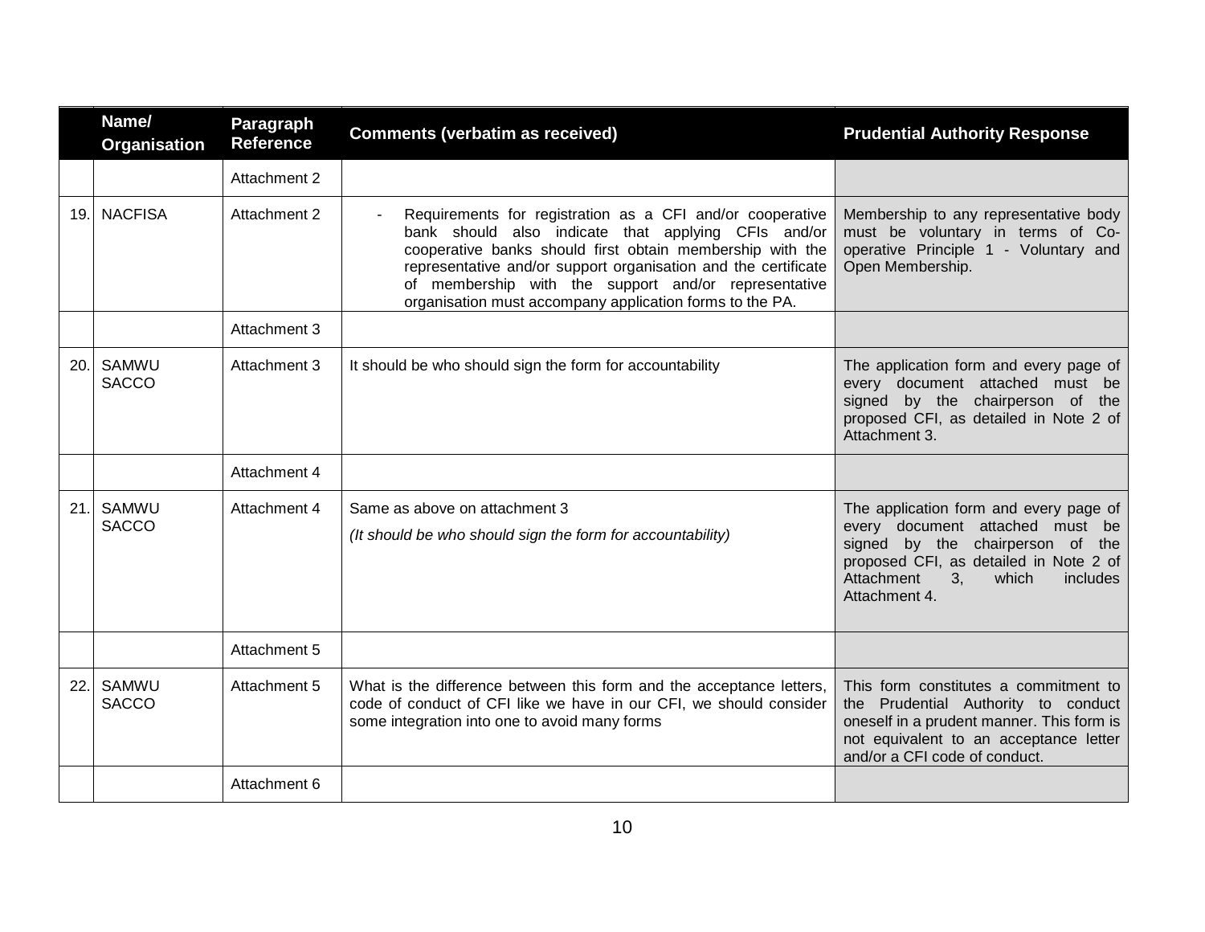| | Name/ Organisation | Paragraph Reference | Comments (verbatim as received) | Prudential Authority Response |
|---|---|---|---|---|
| | | Attachment 2 | | |
| 19. | NACFISA | Attachment 2 | - Requirements for registration as a CFI and/or cooperative bank should also indicate that applying CFIs and/or cooperative banks should first obtain membership with the representative and/or support organisation and the certificate of membership with the support and/or representative organisation must accompany application forms to the PA. | Membership to any representative body must be voluntary in terms of Co-operative Principle 1 - Voluntary and Open Membership. |
| | | Attachment 3 | | |
| 20. | SAMWU SACCO | Attachment 3 | It should be who should sign the form for accountability | The application form and every page of every document attached must be signed by the chairperson of the proposed CFI, as detailed in Note 2 of Attachment 3. |
| | | Attachment 4 | | |
| 21. | SAMWU SACCO | Attachment 4 | Same as above on attachment 3<br>*(It should be who should sign the form for accountability)* | The application form and every page of every document attached must be signed by the chairperson of the proposed CFI, as detailed in Note 2 of Attachment 3, which includes Attachment 4. |
| | | Attachment 5 | | |
| 22. | SAMWU SACCO | Attachment 5 | What is the difference between this form and the acceptance letters, code of conduct of CFI like we have in our CFI, we should consider some integration into one to avoid many forms | This form constitutes a commitment to the Prudential Authority to conduct oneself in a prudent manner. This form is not equivalent to an acceptance letter and/or a CFI code of conduct. |
| | | Attachment 6 | | |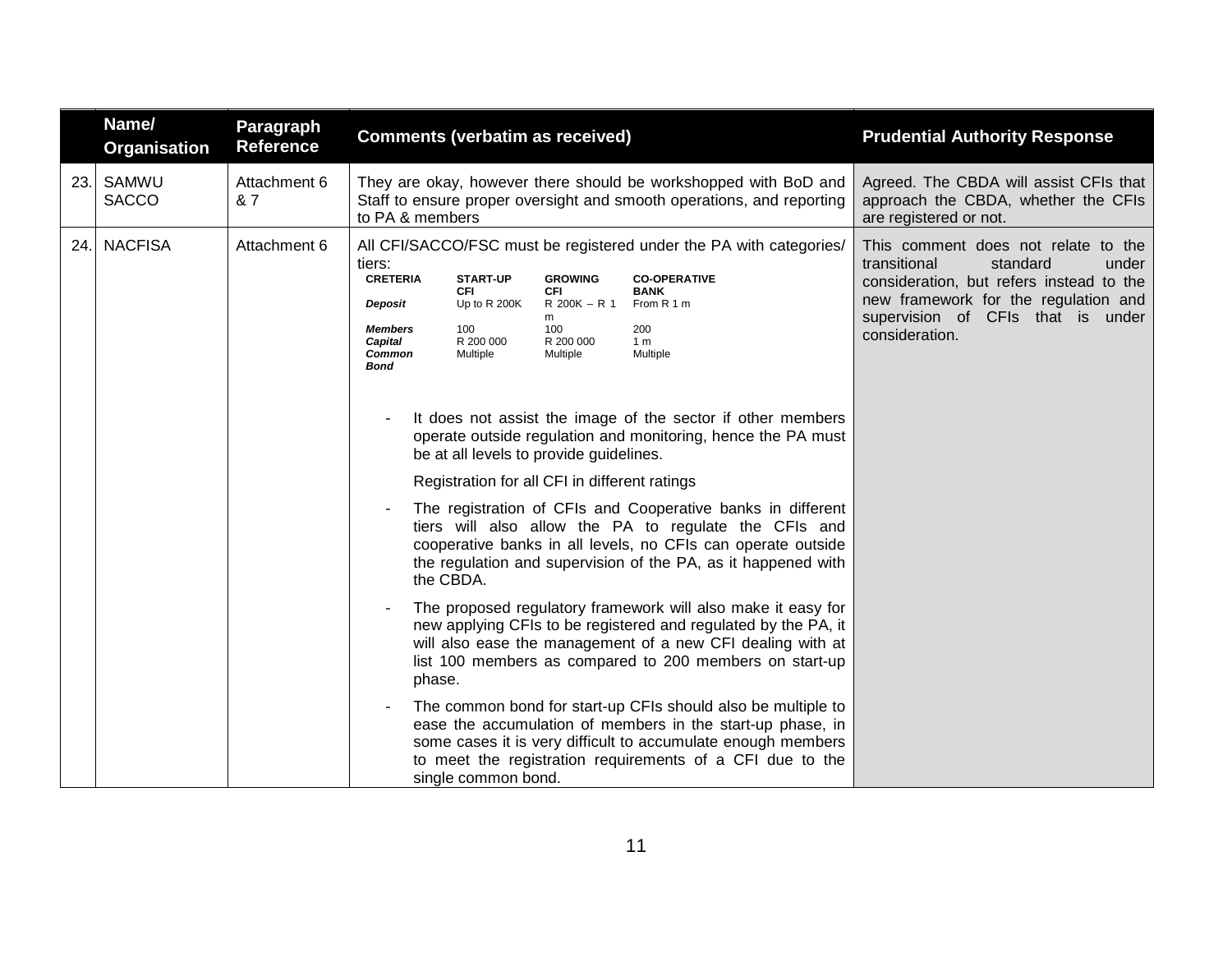| | Name/ Organisation | Paragraph Reference | Comments (verbatim as received) | Prudential Authority Response |
|---|---|---|---|---|
| 23. | SAMWU SACCO | Attachment 6 & 7 | They are okay, however there should be workshopped with BoD and Staff to ensure proper oversight and smooth operations, and reporting to PA & members | Agreed. The CBDA will assist CFIs that approach the CBDA, whether the CFIs are registered or not. |
| 24. | NACFISA | Attachment 6 | All CFI/SACCO/FSC must be registered under the PA with categories/ tiers:<br><br>**CRETERIA** — **START-UP CFI** / **GROWING CFI** / **CO-OPERATIVE BANK**<br>***Deposit*** — Up to R 200K / R 200K – R 1 m / From R 1 m<br>***Members*** — 100 / 100 / 200<br>***Capital*** — R 200 000 / R 200 000 / 1 m<br>***Common Bond*** — Multiple / Multiple / Multiple<br><br>- It does not assist the image of the sector if other members operate outside regulation and monitoring, hence the PA must be at all levels to provide guidelines.<br><br>Registration for all CFI in different ratings<br><br>- The registration of CFIs and Cooperative banks in different tiers will also allow the PA to regulate the CFIs and cooperative banks in all levels, no CFIs can operate outside the regulation and supervision of the PA, as it happened with the CBDA.<br>- The proposed regulatory framework will also make it easy for new applying CFIs to be registered and regulated by the PA, it will also ease the management of a new CFI dealing with at list 100 members as compared to 200 members on start-up phase.<br>- The common bond for start-up CFIs should also be multiple to ease the accumulation of members in the start-up phase, in some cases it is very difficult to accumulate enough members to meet the registration requirements of a CFI due to the single common bond. | This comment does not relate to the transitional standard under consideration, but refers instead to the new framework for the regulation and supervision of CFIs that is under consideration. |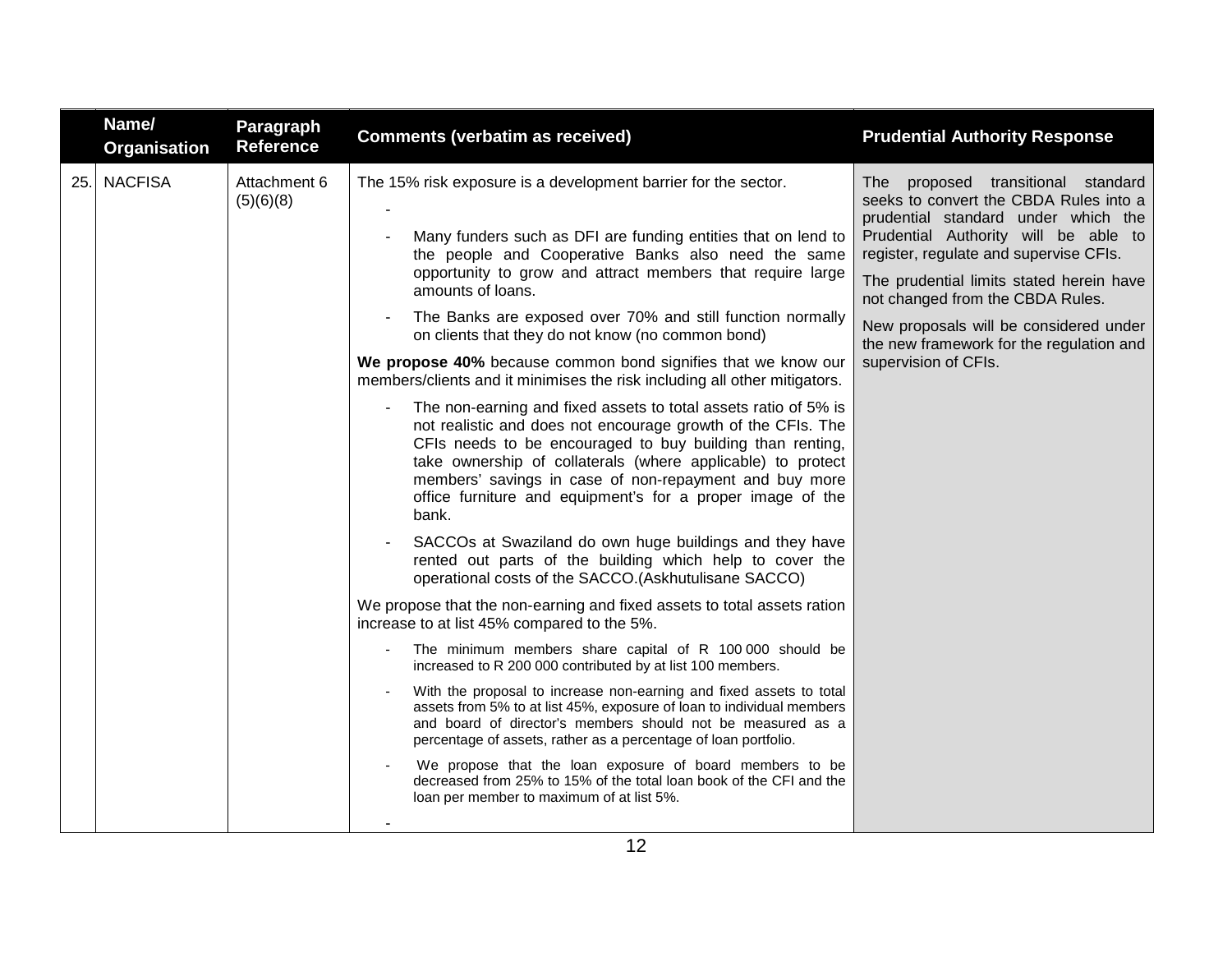| | Name/ Organisation | Paragraph Reference | Comments (verbatim as received) | Prudential Authority Response |
|---|---|---|---|---|
| 25. | NACFISA | Attachment 6 (5)(6)(8) | The 15% risk exposure is a development barrier for the sector.<br>-<br>- Many funders such as DFI are funding entities that on lend to the people and Cooperative Banks also need the same opportunity to grow and attract members that require large amounts of loans.<br>- The Banks are exposed over 70% and still function normally on clients that they do not know (no common bond)<br>**We propose 40%** because common bond signifies that we know our members/clients and it minimises the risk including all other mitigators.<br>- The non-earning and fixed assets to total assets ratio of 5% is not realistic and does not encourage growth of the CFIs. The CFIs needs to be encouraged to buy building than renting, take ownership of collaterals (where applicable) to protect members' savings in case of non-repayment and buy more office furniture and equipment's for a proper image of the bank.<br>- SACCOs at Swaziland do own huge buildings and they have rented out parts of the building which help to cover the operational costs of the SACCO.(Askhutulisane SACCO)<br>We propose that the non-earning and fixed assets to total assets ration increase to at list 45% compared to the 5%.<br>- The minimum members share capital of R 100 000 should be increased to R 200 000 contributed by at list 100 members.<br>- With the proposal to increase non-earning and fixed assets to total assets from 5% to at list 45%, exposure of loan to individual members and board of director's members should not be measured as a percentage of assets, rather as a percentage of loan portfolio.<br>- We propose that the loan exposure of board members to be decreased from 25% to 15% of the total loan book of the CFI and the loan per member to maximum of at list 5%.<br>- | The proposed transitional standard seeks to convert the CBDA Rules into a prudential standard under which the Prudential Authority will be able to register, regulate and supervise CFIs.<br>The prudential limits stated herein have not changed from the CBDA Rules.<br>New proposals will be considered under the new framework for the regulation and supervision of CFIs. |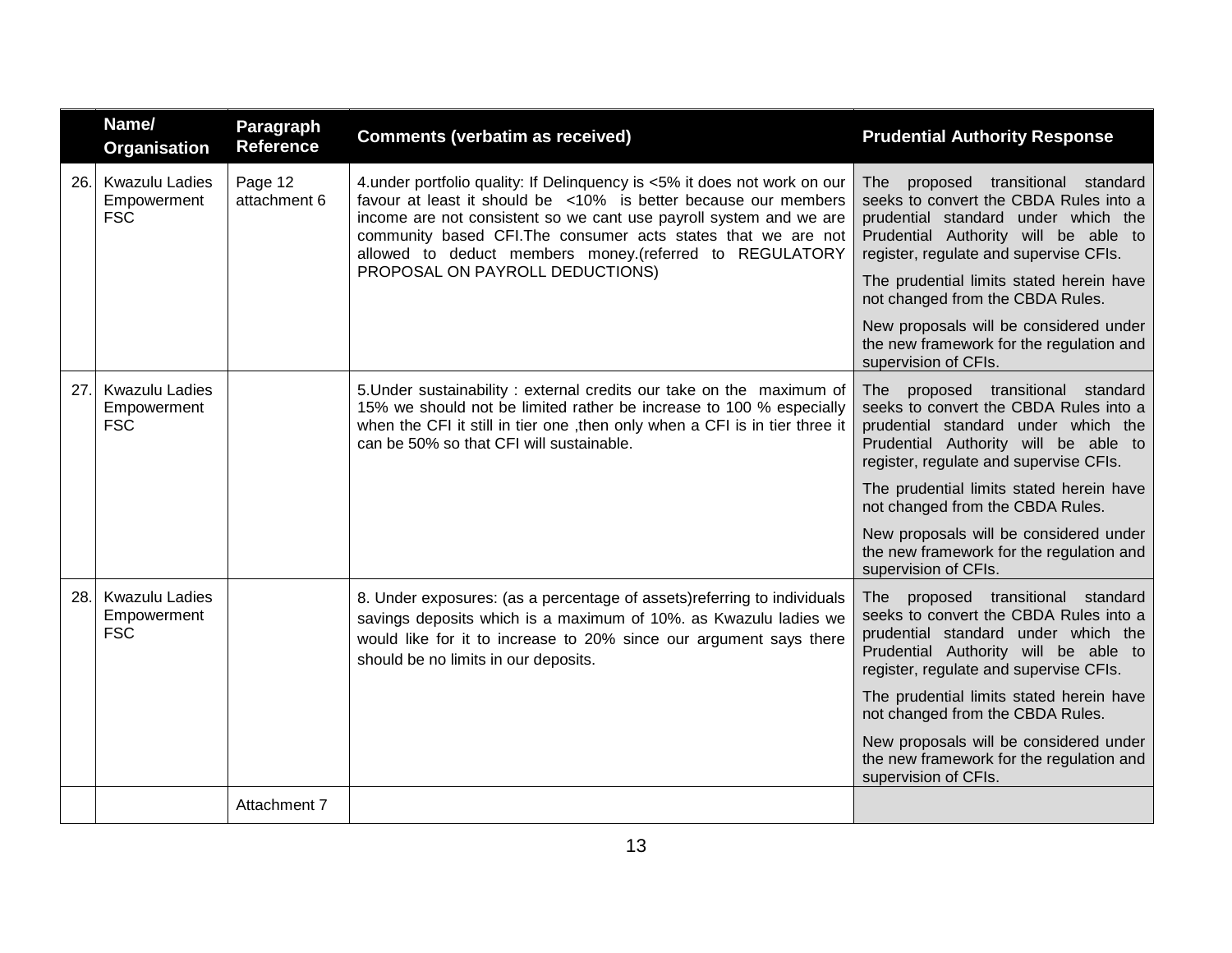| | Name/ Organisation | Paragraph Reference | Comments (verbatim as received) | Prudential Authority Response |
|---|---|---|---|---|
| 26. | Kwazulu Ladies Empowerment FSC | Page 12 attachment 6 | 4.under portfolio quality: If Delinquency is <5% it does not work on our favour at least it should be <10% is better because our members income are not consistent so we cant use payroll system and we are community based CFI.The consumer acts states that we are not allowed to deduct members money.(referred to REGULATORY PROPOSAL ON PAYROLL DEDUCTIONS) | The proposed transitional standard seeks to convert the CBDA Rules into a prudential standard under which the Prudential Authority will be able to register, regulate and supervise CFIs.<br><br>The prudential limits stated herein have not changed from the CBDA Rules.<br><br>New proposals will be considered under the new framework for the regulation and supervision of CFIs. |
| 27. | Kwazulu Ladies Empowerment FSC | | 5.Under sustainability : external credits our take on the maximum of 15% we should not be limited rather be increase to 100 % especially when the CFI it still in tier one ,then only when a CFI is in tier three it can be 50% so that CFI will sustainable. | The proposed transitional standard seeks to convert the CBDA Rules into a prudential standard under which the Prudential Authority will be able to register, regulate and supervise CFIs.<br><br>The prudential limits stated herein have not changed from the CBDA Rules.<br><br>New proposals will be considered under the new framework for the regulation and supervision of CFIs. |
| 28. | Kwazulu Ladies Empowerment FSC | | 8. Under exposures: (as a percentage of assets)referring to individuals savings deposits which is a maximum of 10%. as Kwazulu ladies we would like for it to increase to 20% since our argument says there should be no limits in our deposits. | The proposed transitional standard seeks to convert the CBDA Rules into a prudential standard under which the Prudential Authority will be able to register, regulate and supervise CFIs.<br><br>The prudential limits stated herein have not changed from the CBDA Rules.<br><br>New proposals will be considered under the new framework for the regulation and supervision of CFIs. |
| | | Attachment 7 | | |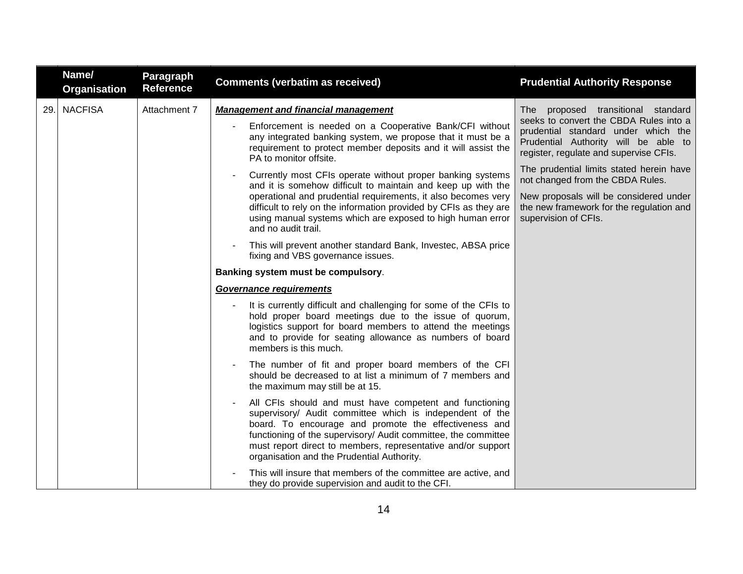| | Name/ Organisation | Paragraph Reference | Comments (verbatim as received) | Prudential Authority Response |
|---|---|---|---|---|
| 29. | NACFISA | Attachment 7 | ***Management and financial management***<br><br>- Enforcement is needed on a Cooperative Bank/CFI without any integrated banking system, we propose that it must be a requirement to protect member deposits and it will assist the PA to monitor offsite.<br>- Currently most CFIs operate without proper banking systems and it is somehow difficult to maintain and keep up with the operational and prudential requirements, it also becomes very difficult to rely on the information provided by CFIs as they are using manual systems which are exposed to high human error and no audit trail.<br>- This will prevent another standard Bank, Investec, ABSA price fixing and VBS governance issues.<br><br>**Banking system must be compulsory**.<br><br>***Governance requirements***<br><br>- It is currently difficult and challenging for some of the CFIs to hold proper board meetings due to the issue of quorum, logistics support for board members to attend the meetings and to provide for seating allowance as numbers of board members is this much.<br>- The number of fit and proper board members of the CFI should be decreased to at list a minimum of 7 members and the maximum may still be at 15.<br>- All CFIs should and must have competent and functioning supervisory/ Audit committee which is independent of the board. To encourage and promote the effectiveness and functioning of the supervisory/ Audit committee, the committee must report direct to members, representative and/or support organisation and the Prudential Authority.<br>- This will insure that members of the committee are active, and they do provide supervision and audit to the CFI. | The proposed transitional standard seeks to convert the CBDA Rules into a prudential standard under which the Prudential Authority will be able to register, regulate and supervise CFIs.<br><br>The prudential limits stated herein have not changed from the CBDA Rules.<br><br>New proposals will be considered under the new framework for the regulation and supervision of CFIs. |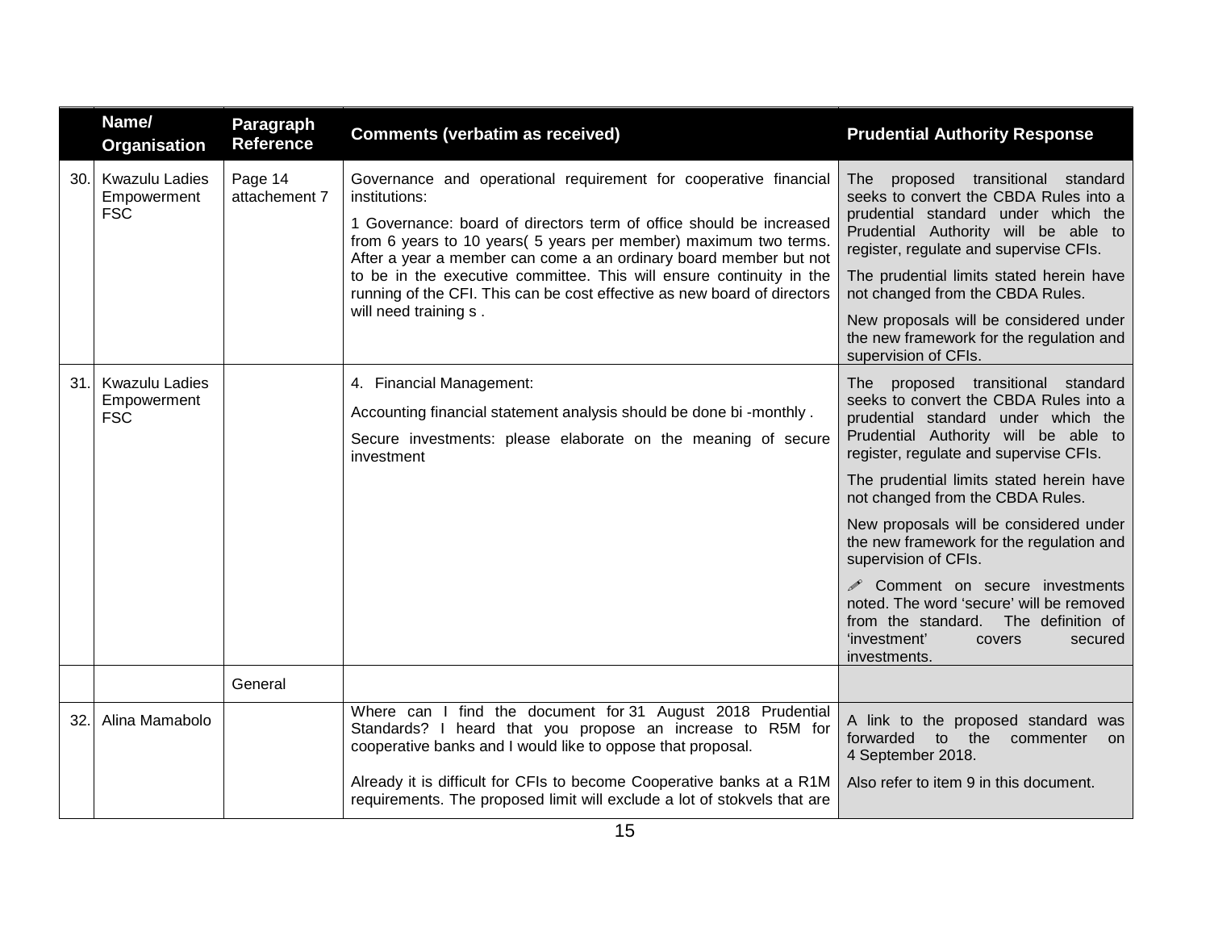| | Name/ Organisation | Paragraph Reference | Comments (verbatim as received) | Prudential Authority Response |
|---|---|---|---|---|
| 30. | Kwazulu Ladies Empowerment FSC | Page 14 attachement 7 | Governance and operational requirement for cooperative financial institutions:<br><br>1 Governance: board of directors term of office should be increased from 6 years to 10 years( 5 years per member) maximum two terms. After a year a member can come a an ordinary board member but not to be in the executive committee. This will ensure continuity in the running of the CFI. This can be cost effective as new board of directors will need training s . | The proposed transitional standard seeks to convert the CBDA Rules into a prudential standard under which the Prudential Authority will be able to register, regulate and supervise CFIs.<br><br>The prudential limits stated herein have not changed from the CBDA Rules.<br><br>New proposals will be considered under the new framework for the regulation and supervision of CFIs. |
| 31. | Kwazulu Ladies Empowerment FSC | | 4. Financial Management:<br><br>Accounting financial statement analysis should be done bi -monthly .<br><br>Secure investments: please elaborate on the meaning of secure investment | The proposed transitional standard seeks to convert the CBDA Rules into a prudential standard under which the Prudential Authority will be able to register, regulate and supervise CFIs.<br><br>The prudential limits stated herein have not changed from the CBDA Rules.<br><br>New proposals will be considered under the new framework for the regulation and supervision of CFIs.<br><br>✐ Comment on secure investments noted. The word 'secure' will be removed from the standard. The definition of 'investment' covers secured investments. |
| | | General | | |
| 32. | Alina Mamabolo | | Where can I find the document for 31 August 2018 Prudential Standards? I heard that you propose an increase to R5M for cooperative banks and I would like to oppose that proposal.<br><br>Already it is difficult for CFIs to become Cooperative banks at a R1M requirements. The proposed limit will exclude a lot of stokvels that are | A link to the proposed standard was forwarded to the commenter on 4 September 2018.<br><br>Also refer to item 9 in this document. |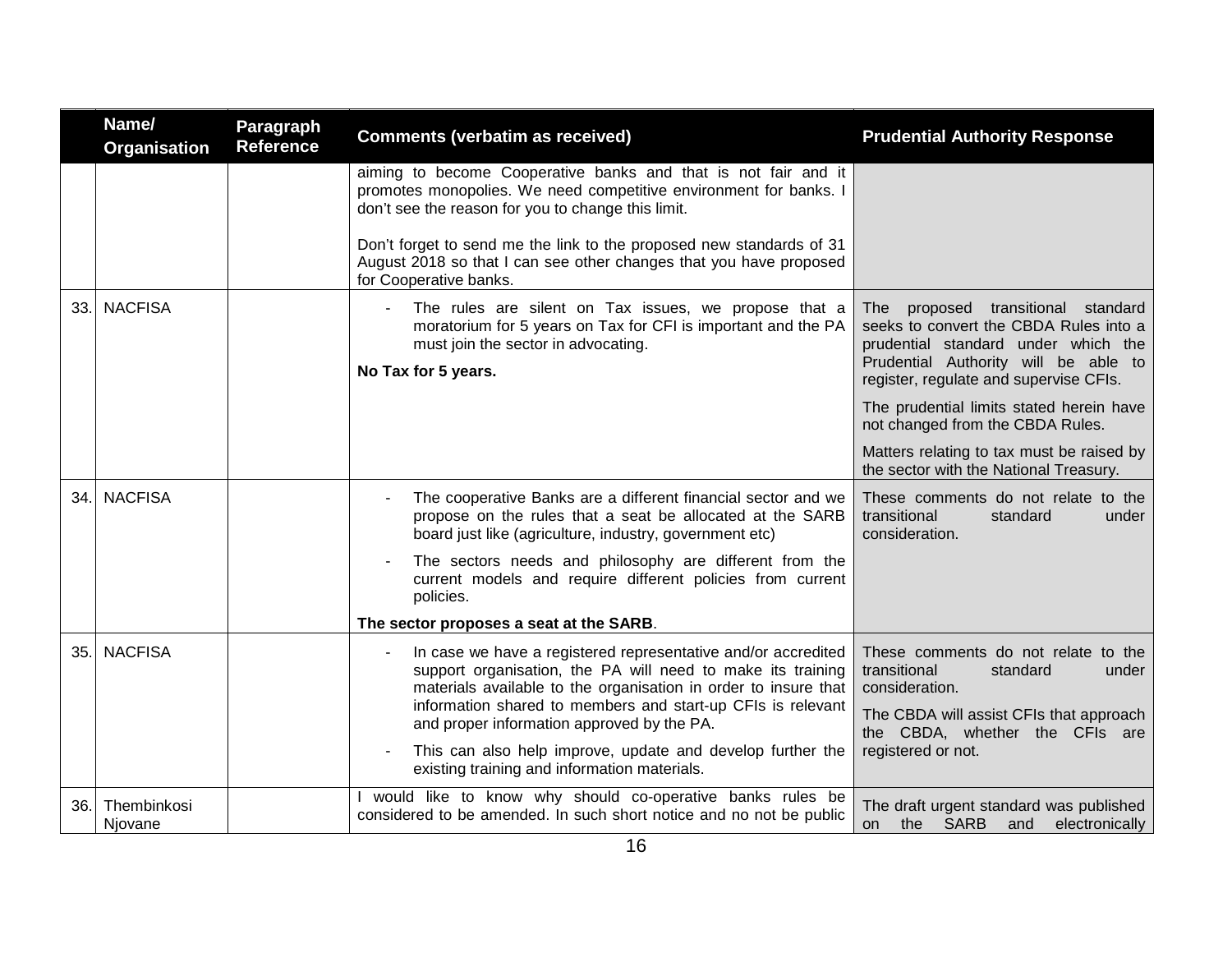| | Name/ Organisation | Paragraph Reference | Comments (verbatim as received) | Prudential Authority Response |
|---|---|---|---|---|
| | | | aiming to become Cooperative banks and that is not fair and it promotes monopolies. We need competitive environment for banks. I don't see the reason for you to change this limit.<br><br>Don't forget to send me the link to the proposed new standards of 31 August 2018 so that I can see other changes that you have proposed for Cooperative banks. | |
| 33. | NACFISA | | - The rules are silent on Tax issues, we propose that a moratorium for 5 years on Tax for CFI is important and the PA must join the sector in advocating.<br><br>**No Tax for 5 years.** | The proposed transitional standard seeks to convert the CBDA Rules into a prudential standard under which the Prudential Authority will be able to register, regulate and supervise CFIs.<br><br>The prudential limits stated herein have not changed from the CBDA Rules.<br><br>Matters relating to tax must be raised by the sector with the National Treasury. |
| 34. | NACFISA | | - The cooperative Banks are a different financial sector and we propose on the rules that a seat be allocated at the SARB board just like (agriculture, industry, government etc)<br><br>- The sectors needs and philosophy are different from the current models and require different policies from current policies.<br><br>**The sector proposes a seat at the SARB**. | These comments do not relate to the transitional standard under consideration. |
| 35. | NACFISA | | - In case we have a registered representative and/or accredited support organisation, the PA will need to make its training materials available to the organisation in order to insure that information shared to members and start-up CFIs is relevant and proper information approved by the PA.<br><br>- This can also help improve, update and develop further the existing training and information materials. | These comments do not relate to the transitional standard under consideration.<br><br>The CBDA will assist CFIs that approach the CBDA, whether the CFIs are registered or not. |
| 36. | Thembinkosi Njovane | | I would like to know why should co-operative banks rules be considered to be amended. In such short notice and no not be public | The draft urgent standard was published on the SARB and electronically |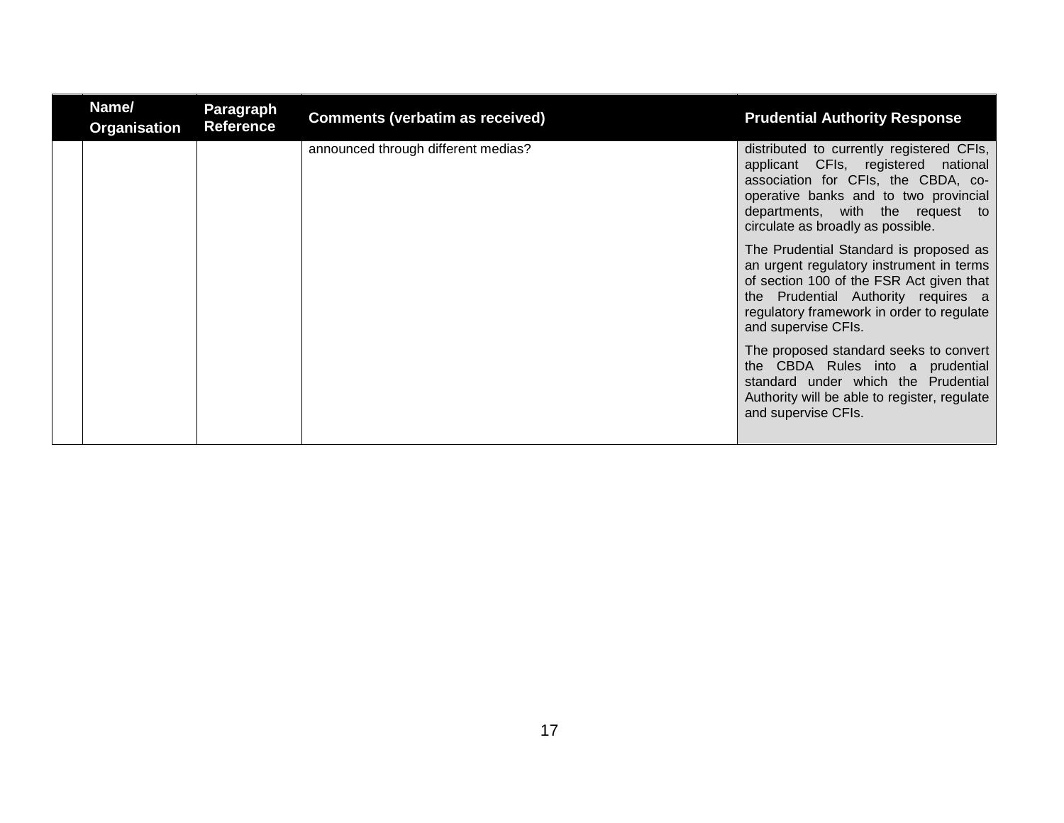| | Name/ Organisation | Paragraph Reference | Comments (verbatim as received) | Prudential Authority Response |
|---|---|---|---|---|
| | | | announced through different medias? | distributed to currently registered CFIs, applicant CFIs, registered national association for CFIs, the CBDA, co-operative banks and to two provincial departments, with the request to circulate as broadly as possible.<br><br>The Prudential Standard is proposed as an urgent regulatory instrument in terms of section 100 of the FSR Act given that the Prudential Authority requires a regulatory framework in order to regulate and supervise CFIs.<br><br>The proposed standard seeks to convert the CBDA Rules into a prudential standard under which the Prudential Authority will be able to register, regulate and supervise CFIs. |